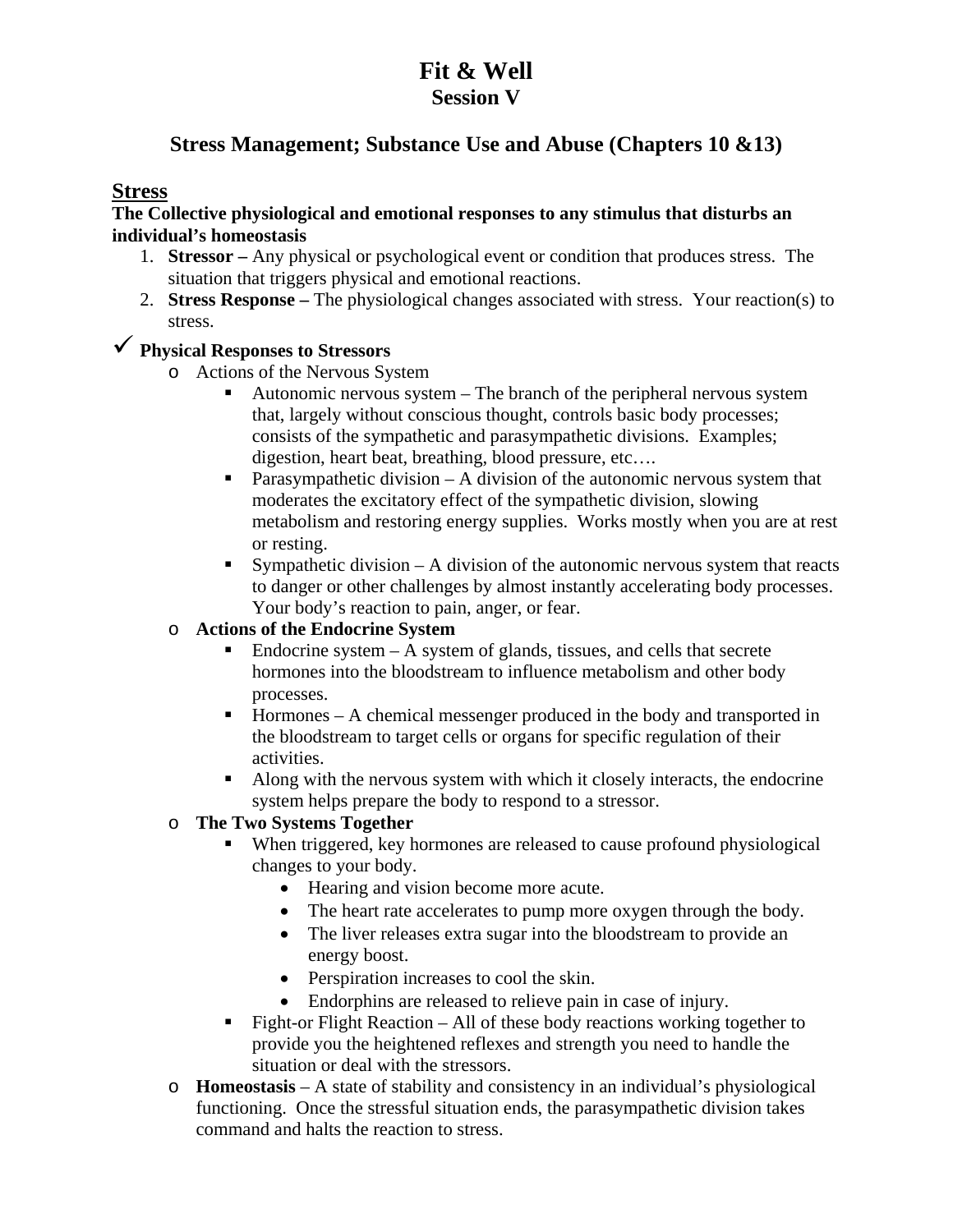# Fit & Well

## Session V

## Stress Management; Substance Use and Abuse (Chapters 10 &13)

### Stress

**The Collective physiological and emotional responses to any stimulus that disturbs an individual's homeostasis**

1. **Stressor –** Any physical or psychological event or condition that produces stress. The situation that triggers physical and emotional reactions.
2. **Stress Response –** The physiological changes associated with stress. Your reaction(s) to stress.

✓ **Physical Responses to Stressors**

- Actions of the Nervous System
  - Autonomic nervous system – The branch of the peripheral nervous system that, largely without conscious thought, controls basic body processes; consists of the sympathetic and parasympathetic divisions. Examples; digestion, heart beat, breathing, blood pressure, etc….
  - Parasympathetic division – A division of the autonomic nervous system that moderates the excitatory effect of the sympathetic division, slowing metabolism and restoring energy supplies. Works mostly when you are at rest or resting.
  - Sympathetic division – A division of the autonomic nervous system that reacts to danger or other challenges by almost instantly accelerating body processes. Your body's reaction to pain, anger, or fear.
- **Actions of the Endocrine System**
  - Endocrine system – A system of glands, tissues, and cells that secrete hormones into the bloodstream to influence metabolism and other body processes.
  - Hormones – A chemical messenger produced in the body and transported in the bloodstream to target cells or organs for specific regulation of their activities.
  - Along with the nervous system with which it closely interacts, the endocrine system helps prepare the body to respond to a stressor.
- **The Two Systems Together**
  - When triggered, key hormones are released to cause profound physiological changes to your body.
    - Hearing and vision become more acute.
    - The heart rate accelerates to pump more oxygen through the body.
    - The liver releases extra sugar into the bloodstream to provide an energy boost.
    - Perspiration increases to cool the skin.
    - Endorphins are released to relieve pain in case of injury.
  - Fight-or Flight Reaction – All of these body reactions working together to provide you the heightened reflexes and strength you need to handle the situation or deal with the stressors.
- **Homeostasis** – A state of stability and consistency in an individual's physiological functioning. Once the stressful situation ends, the parasympathetic division takes command and halts the reaction to stress.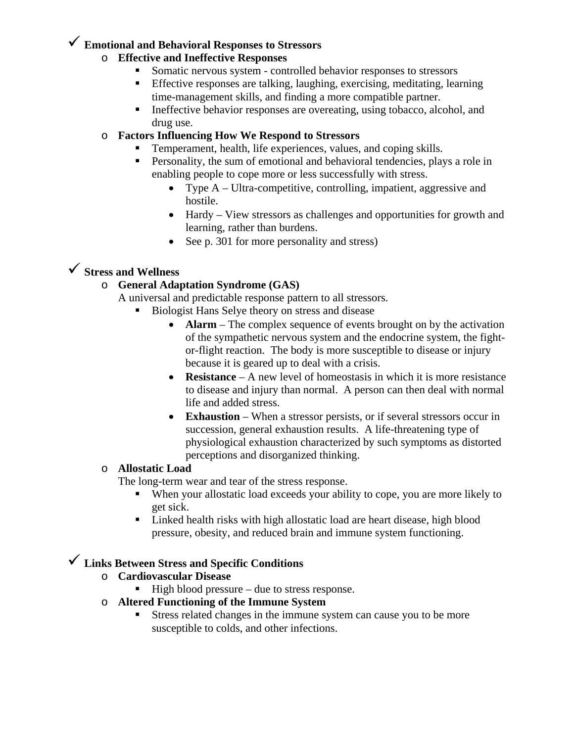- ✓ **Emotional and Behavioral Responses to Stressors**
  - **Effective and Ineffective Responses**
    - Somatic nervous system - controlled behavior responses to stressors
    - Effective responses are talking, laughing, exercising, meditating, learning time-management skills, and finding a more compatible partner.
    - Ineffective behavior responses are overeating, using tobacco, alcohol, and drug use.
  - **Factors Influencing How We Respond to Stressors**
    - Temperament, health, life experiences, values, and coping skills.
    - Personality, the sum of emotional and behavioral tendencies, plays a role in enabling people to cope more or less successfully with stress.
      - Type A – Ultra-competitive, controlling, impatient, aggressive and hostile.
      - Hardy – View stressors as challenges and opportunities for growth and learning, rather than burdens.
      - See p. 301 for more personality and stress)

- ✓ **Stress and Wellness**
  - **General Adaptation Syndrome (GAS)**
    A universal and predictable response pattern to all stressors.
    - Biologist Hans Selye theory on stress and disease
      - **Alarm** – The complex sequence of events brought on by the activation of the sympathetic nervous system and the endocrine system, the fight-or-flight reaction. The body is more susceptible to disease or injury because it is geared up to deal with a crisis.
      - **Resistance** – A new level of homeostasis in which it is more resistance to disease and injury than normal. A person can then deal with normal life and added stress.
      - **Exhaustion** – When a stressor persists, or if several stressors occur in succession, general exhaustion results. A life-threatening type of physiological exhaustion characterized by such symptoms as distorted perceptions and disorganized thinking.
  - **Allostatic Load**
    The long-term wear and tear of the stress response.
    - When your allostatic load exceeds your ability to cope, you are more likely to get sick.
    - Linked health risks with high allostatic load are heart disease, high blood pressure, obesity, and reduced brain and immune system functioning.

- ✓ **Links Between Stress and Specific Conditions**
  - **Cardiovascular Disease**
    - High blood pressure – due to stress response.
  - **Altered Functioning of the Immune System**
    - Stress related changes in the immune system can cause you to be more susceptible to colds, and other infections.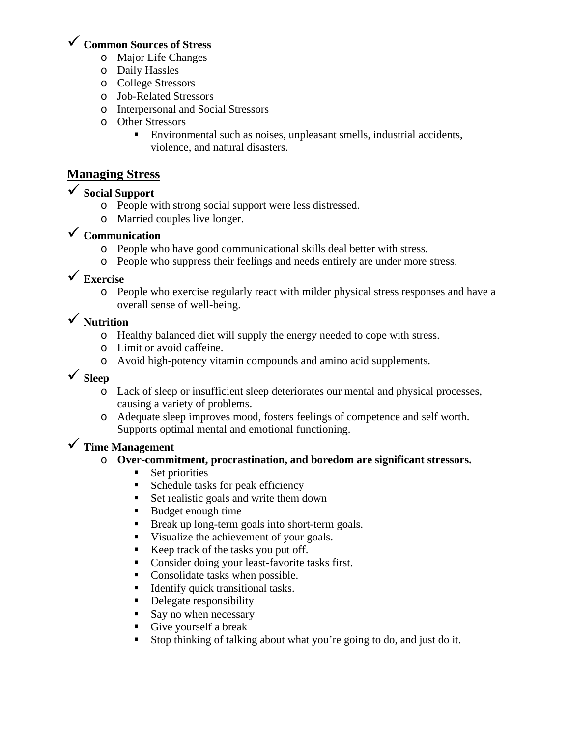- ✓ **Common Sources of Stress**
  - Major Life Changes
  - Daily Hassles
  - College Stressors
  - Job-Related Stressors
  - Interpersonal and Social Stressors
  - Other Stressors
    - Environmental such as noises, unpleasant smells, industrial accidents, violence, and natural disasters.

## Managing Stress

- ✓ **Social Support**
  - People with strong social support were less distressed.
  - Married couples live longer.
- ✓ **Communication**
  - People who have good communicational skills deal better with stress.
  - People who suppress their feelings and needs entirely are under more stress.
- ✓ **Exercise**
  - People who exercise regularly react with milder physical stress responses and have a overall sense of well-being.
- ✓ **Nutrition**
  - Healthy balanced diet will supply the energy needed to cope with stress.
  - Limit or avoid caffeine.
  - Avoid high-potency vitamin compounds and amino acid supplements.
- ✓ **Sleep**
  - Lack of sleep or insufficient sleep deteriorates our mental and physical processes, causing a variety of problems.
  - Adequate sleep improves mood, fosters feelings of competence and self worth. Supports optimal mental and emotional functioning.
- ✓ **Time Management**
  - **Over-commitment, procrastination, and boredom are significant stressors.**
    - Set priorities
    - Schedule tasks for peak efficiency
    - Set realistic goals and write them down
    - Budget enough time
    - Break up long-term goals into short-term goals.
    - Visualize the achievement of your goals.
    - Keep track of the tasks you put off.
    - Consider doing your least-favorite tasks first.
    - Consolidate tasks when possible.
    - Identify quick transitional tasks.
    - Delegate responsibility
    - Say no when necessary
    - Give yourself a break
    - Stop thinking of talking about what you're going to do, and just do it.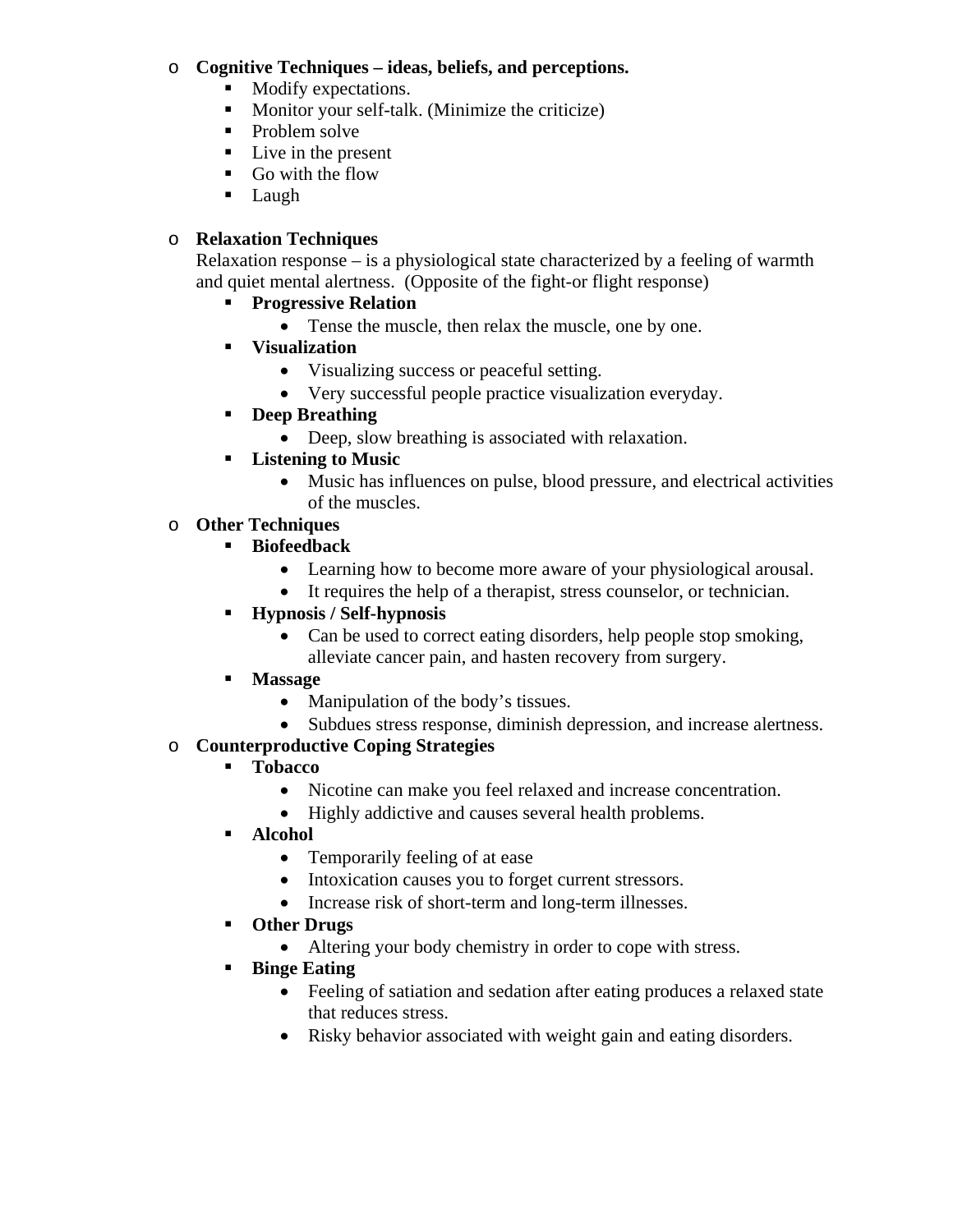- **Cognitive Techniques – ideas, beliefs, and perceptions.**
    - Modify expectations.
    - Monitor your self-talk. (Minimize the criticize)
    - Problem solve
    - Live in the present
    - Go with the flow
    - Laugh

- **Relaxation Techniques**

  Relaxation response – is a physiological state characterized by a feeling of warmth and quiet mental alertness. (Opposite of the fight-or flight response)
    - **Progressive Relation**
        - Tense the muscle, then relax the muscle, one by one.
    - **Visualization**
        - Visualizing success or peaceful setting.
        - Very successful people practice visualization everyday.
    - **Deep Breathing**
        - Deep, slow breathing is associated with relaxation.
    - **Listening to Music**
        - Music has influences on pulse, blood pressure, and electrical activities of the muscles.
- **Other Techniques**
    - **Biofeedback**
        - Learning how to become more aware of your physiological arousal.
        - It requires the help of a therapist, stress counselor, or technician.
    - **Hypnosis / Self-hypnosis**
        - Can be used to correct eating disorders, help people stop smoking, alleviate cancer pain, and hasten recovery from surgery.
    - **Massage**
        - Manipulation of the body's tissues.
        - Subdues stress response, diminish depression, and increase alertness.
- **Counterproductive Coping Strategies**
    - **Tobacco**
        - Nicotine can make you feel relaxed and increase concentration.
        - Highly addictive and causes several health problems.
    - **Alcohol**
        - Temporarily feeling of at ease
        - Intoxication causes you to forget current stressors.
        - Increase risk of short-term and long-term illnesses.
    - **Other Drugs**
        - Altering your body chemistry in order to cope with stress.
    - **Binge Eating**
        - Feeling of satiation and sedation after eating produces a relaxed state that reduces stress.
        - Risky behavior associated with weight gain and eating disorders.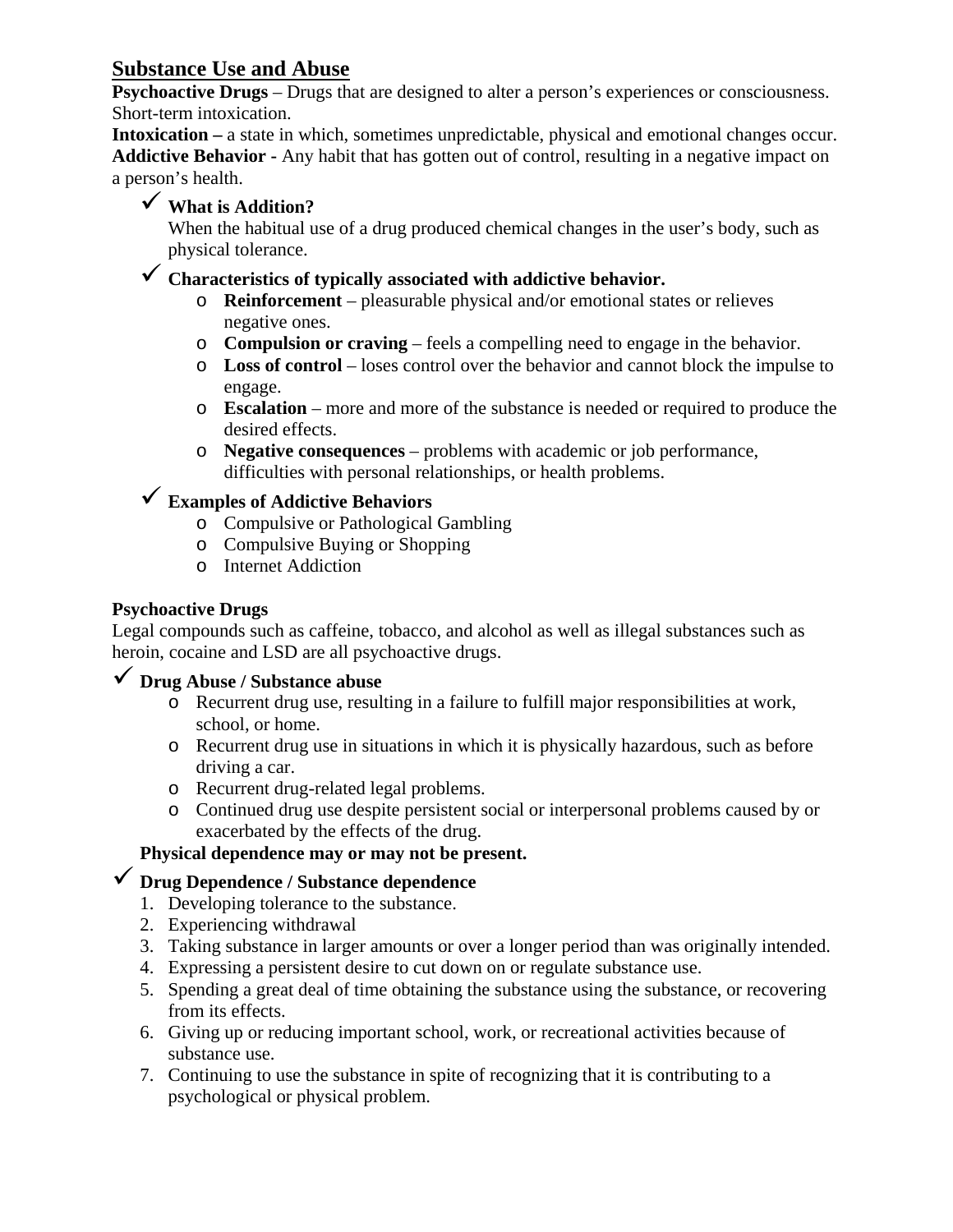## Substance Use and Abuse

**Psychoactive Drugs** – Drugs that are designed to alter a person's experiences or consciousness. Short-term intoxication.
**Intoxication –** a state in which, sometimes unpredictable, physical and emotional changes occur.
**Addictive Behavior -** Any habit that has gotten out of control, resulting in a negative impact on a person's health.

- ✓ **What is Addition?**
  When the habitual use of a drug produced chemical changes in the user's body, such as physical tolerance.
- ✓ **Characteristics of typically associated with addictive behavior.**
  - **Reinforcement** – pleasurable physical and/or emotional states or relieves negative ones.
  - **Compulsion or craving** – feels a compelling need to engage in the behavior.
  - **Loss of control** – loses control over the behavior and cannot block the impulse to engage.
  - **Escalation** – more and more of the substance is needed or required to produce the desired effects.
  - **Negative consequences** – problems with academic or job performance, difficulties with personal relationships, or health problems.
- ✓ **Examples of Addictive Behaviors**
  - Compulsive or Pathological Gambling
  - Compulsive Buying or Shopping
  - Internet Addiction

**Psychoactive Drugs**
Legal compounds such as caffeine, tobacco, and alcohol as well as illegal substances such as heroin, cocaine and LSD are all psychoactive drugs.

- ✓ **Drug Abuse / Substance abuse**
  - Recurrent drug use, resulting in a failure to fulfill major responsibilities at work, school, or home.
  - Recurrent drug use in situations in which it is physically hazardous, such as before driving a car.
  - Recurrent drug-related legal problems.
  - Continued drug use despite persistent social or interpersonal problems caused by or exacerbated by the effects of the drug.

  **Physical dependence may or may not be present.**
- ✓ **Drug Dependence / Substance dependence**
  1. Developing tolerance to the substance.
  2. Experiencing withdrawal
  3. Taking substance in larger amounts or over a longer period than was originally intended.
  4. Expressing a persistent desire to cut down on or regulate substance use.
  5. Spending a great deal of time obtaining the substance using the substance, or recovering from its effects.
  6. Giving up or reducing important school, work, or recreational activities because of substance use.
  7. Continuing to use the substance in spite of recognizing that it is contributing to a psychological or physical problem.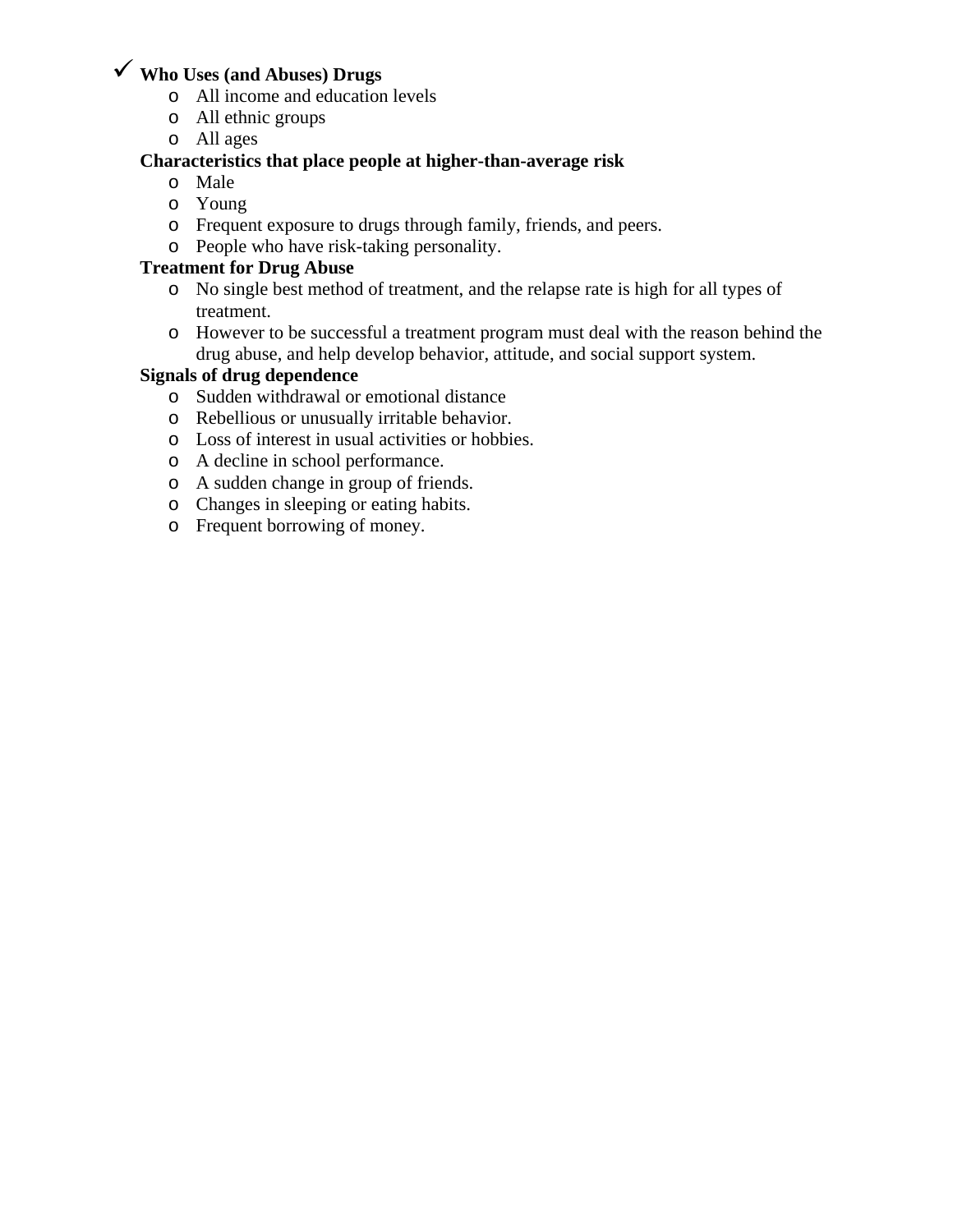- **Who Uses (and Abuses) Drugs**
  - All income and education levels
  - All ethnic groups
  - All ages

  **Characteristics that place people at higher-than-average risk**
  - Male
  - Young
  - Frequent exposure to drugs through family, friends, and peers.
  - People who have risk-taking personality.

  **Treatment for Drug Abuse**
  - No single best method of treatment, and the relapse rate is high for all types of treatment.
  - However to be successful a treatment program must deal with the reason behind the drug abuse, and help develop behavior, attitude, and social support system.

  **Signals of drug dependence**
  - Sudden withdrawal or emotional distance
  - Rebellious or unusually irritable behavior.
  - Loss of interest in usual activities or hobbies.
  - A decline in school performance.
  - A sudden change in group of friends.
  - Changes in sleeping or eating habits.
  - Frequent borrowing of money.